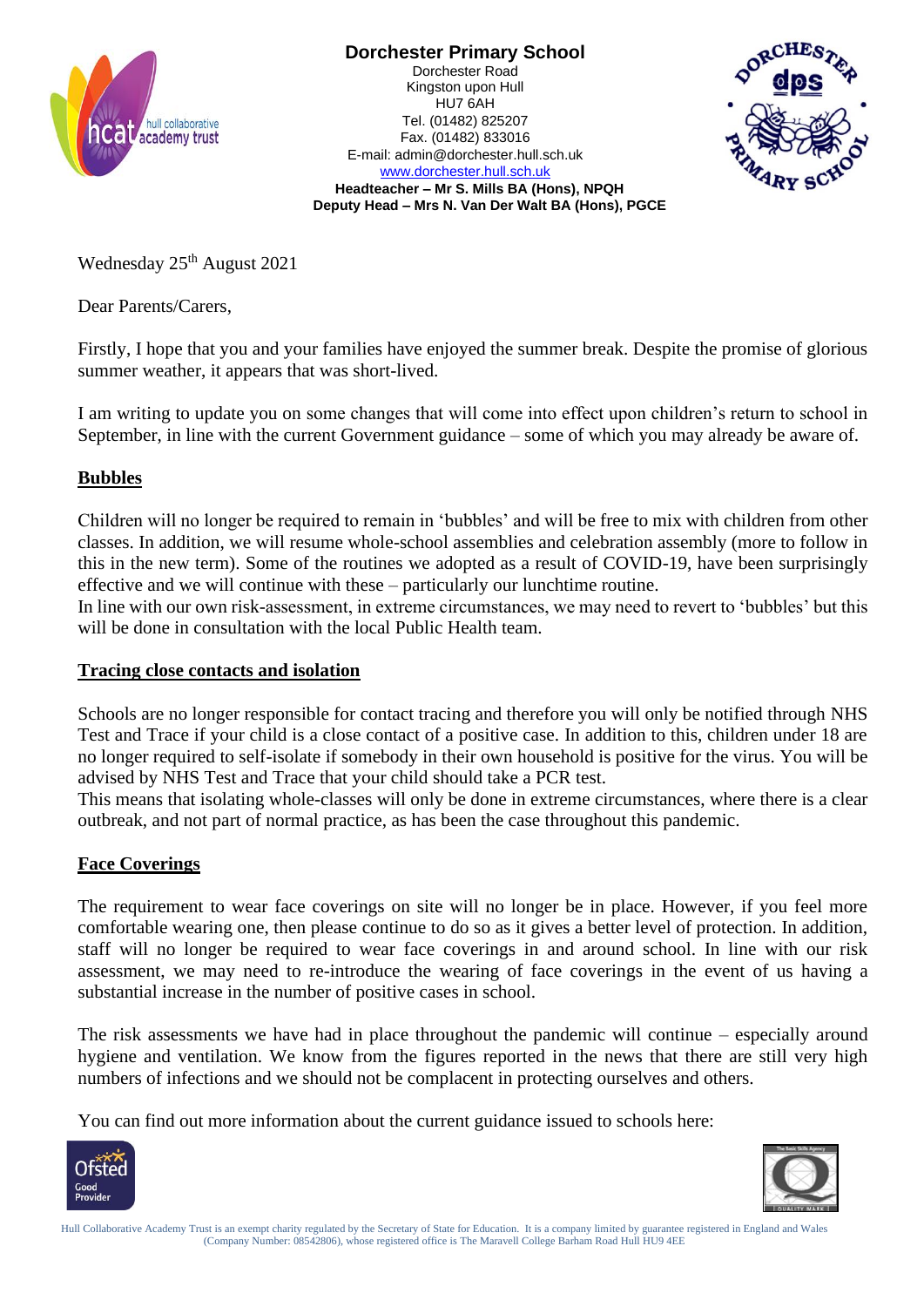# Dorchester Primary School

Dorchester Road
Kingston upon Hull
HU7 6AH
Tel. (01482) 825207
Fax. (01482) 833016
E-mail: admin@dorchester.hull.sch.uk
www.dorchester.hull.sch.uk

**Headteacher – Mr S. Mills BA (Hons), NPQH**
**Deputy Head – Mrs N. Van Der Walt BA (Hons), PGCE**

Wednesday 25th August 2021

Dear Parents/Carers,

Firstly, I hope that you and your families have enjoyed the summer break. Despite the promise of glorious summer weather, it appears that was short-lived.

I am writing to update you on some changes that will come into effect upon children's return to school in September, in line with the current Government guidance – some of which you may already be aware of.

## Bubbles

Children will no longer be required to remain in 'bubbles' and will be free to mix with children from other classes. In addition, we will resume whole-school assemblies and celebration assembly (more to follow in this in the new term). Some of the routines we adopted as a result of COVID-19, have been surprisingly effective and we will continue with these – particularly our lunchtime routine.
In line with our own risk-assessment, in extreme circumstances, we may need to revert to 'bubbles' but this will be done in consultation with the local Public Health team.

## Tracing close contacts and isolation

Schools are no longer responsible for contact tracing and therefore you will only be notified through NHS Test and Trace if your child is a close contact of a positive case. In addition to this, children under 18 are no longer required to self-isolate if somebody in their own household is positive for the virus. You will be advised by NHS Test and Trace that your child should take a PCR test.
This means that isolating whole-classes will only be done in extreme circumstances, where there is a clear outbreak, and not part of normal practice, as has been the case throughout this pandemic.

## Face Coverings

The requirement to wear face coverings on site will no longer be in place. However, if you feel more comfortable wearing one, then please continue to do so as it gives a better level of protection. In addition, staff will no longer be required to wear face coverings in and around school. In line with our risk assessment, we may need to re-introduce the wearing of face coverings in the event of us having a substantial increase in the number of positive cases in school.

The risk assessments we have had in place throughout the pandemic will continue – especially around hygiene and ventilation. We know from the figures reported in the news that there are still very high numbers of infections and we should not be complacent in protecting ourselves and others.

You can find out more information about the current guidance issued to schools here:

Hull Collaborative Academy Trust is an exempt charity regulated by the Secretary of State for Education. It is a company limited by guarantee registered in England and Wales (Company Number: 08542806), whose registered office is The Maravell College Barham Road Hull HU9 4EE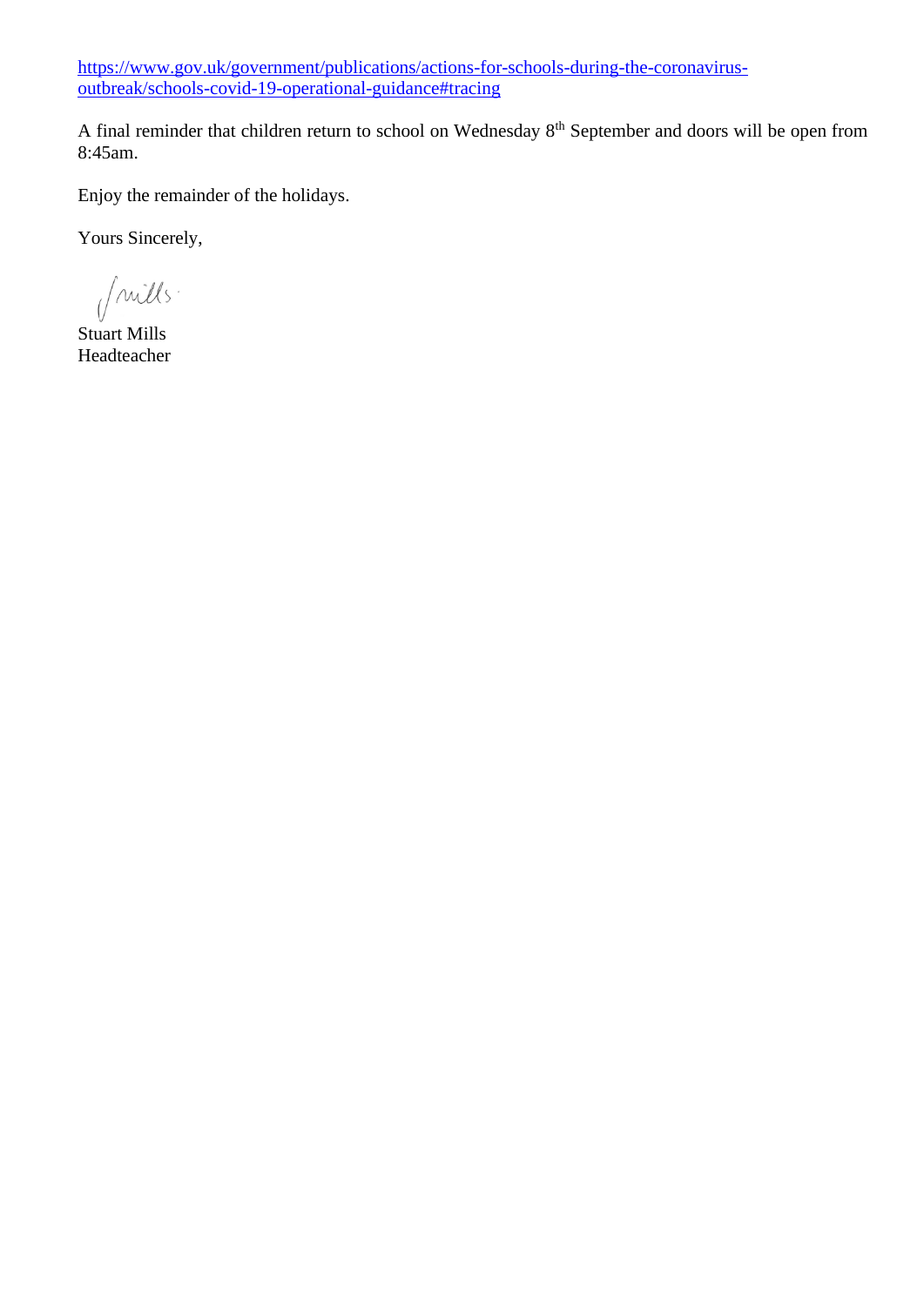[https://www.gov.uk/government/publications/actions-for-schools-during-the-coronavirus-outbreak/schools-covid-19-operational-guidance#tracing](https://www.gov.uk/government/publications/actions-for-schools-during-the-coronavirus-outbreak/schools-covid-19-operational-guidance#tracing)

A final reminder that children return to school on Wednesday 8th September and doors will be open from 8:45am.

Enjoy the remainder of the holidays.

Yours Sincerely,

Stuart Mills
Headteacher